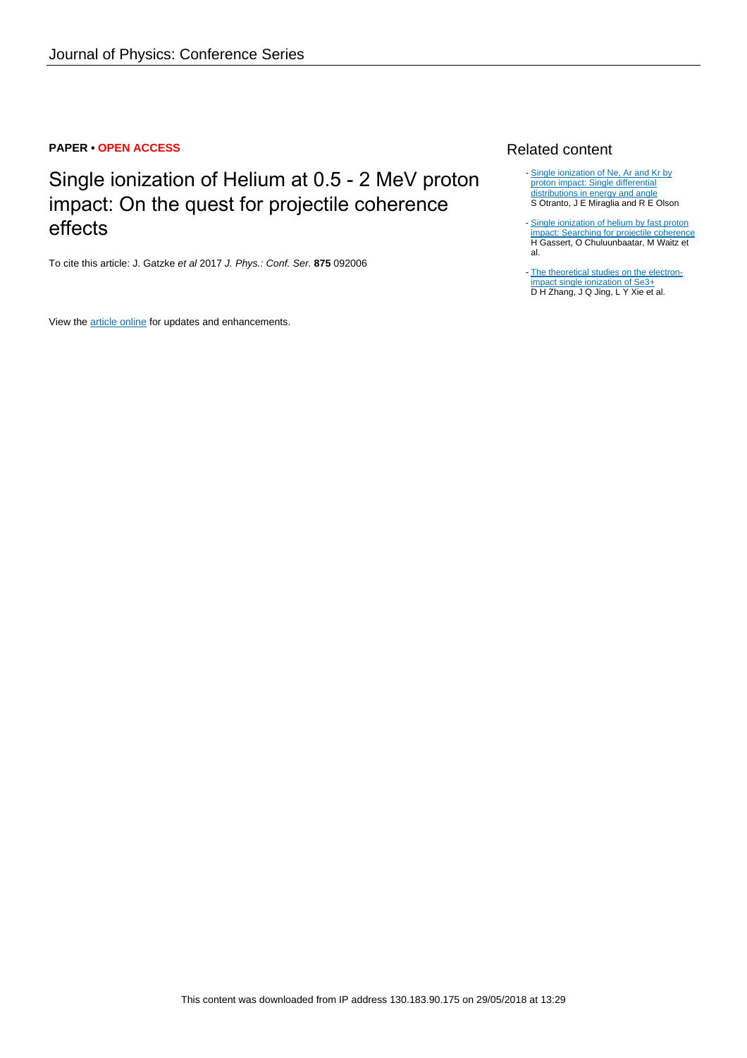**PAPER • OPEN ACCESS**

# Single ionization of Helium at 0.5 - 2 MeV proton impact: On the quest for projectile coherence effects

To cite this article: J. Gatzke *et al* 2017 *J. Phys.: Conf. Ser.* **875** 092006

View the article online for updates and enhancements.

## Related content

- Single ionization of Ne, Ar and Kr by proton impact: Single differential distributions in energy and angle
  S Otranto, J E Miraglia and R E Olson

- Single ionization of helium by fast proton impact: Searching for projectile coherence
  H Gassert, O Chuluunbaatar, M Waitz et al.

- The theoretical studies on the electron-impact single ionization of Se3+
  D H Zhang, J Q Jing, L Y Xie et al.

This content was downloaded from IP address 130.183.90.175 on 29/05/2018 at 13:29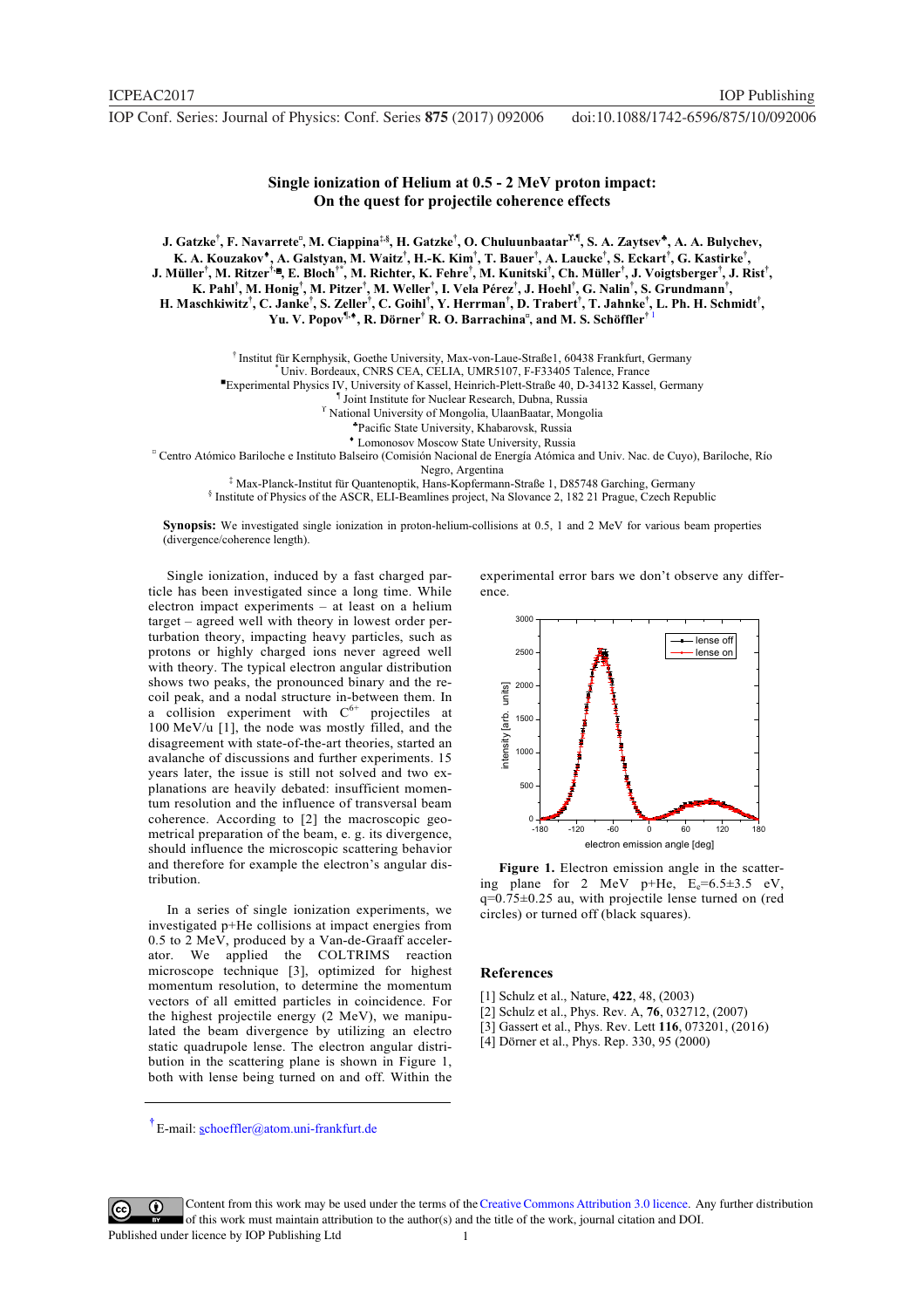# Single ionization of Helium at 0.5 - 2 MeV proton impact: On the quest for projectile coherence effects

**J. Gatzke**[†], **F. Navarrete**[¤], **M. Ciappina**[‡,§], **H. Gatzke**[†], **O. Chuluunbaatar**[Υ,¶], **S. A. Zaytsev**[♣], **A. A. Bulychev**, **K. A. Kouzakov**[♦], **A. Galstyan**, **M. Waitz**[†], **H.-K. Kim**[†], **T. Bauer**[†], **A. Laucke**[†], **S. Eckart**[†], **G. Kastirke**[†], **J. Müller**[†], **M. Ritzer**[†,■], **E. Bloch**[†,*], **M. Richter**, **K. Fehre**[†], **M. Kunitski**[†], **Ch. Müller**[†], **J. Voigtsberger**[†], **J. Rist**[†], **K. Pahl**[†], **M. Honig**[†], **M. Pitzer**[†], **M. Weller**[†], **I. Vela Pérez**[†], **J. Hoehl**[†], **G. Nalin**[†], **S. Grundmann**[†], **H. Maschkiwitz**[†], **C. Janke**[†], **S. Zeller**[†], **C. Goihl**[†], **Y. Herrman**[†], **D. Trabert**[†], **T. Jahnke**[†], **L. Ph. H. Schmidt**[†], **Yu. V. Popov**[¶,♦], **R. Dörner**[†] **R. O. Barrachina**[¤], and **M. S. Schöffler**[† 1]

[†] Institut für Kernphysik, Goethe University, Max-von-Laue-Straße1, 60438 Frankfurt, Germany
[*] Univ. Bordeaux, CNRS CEA, CELIA, UMR5107, F-F33405 Talence, France
[■] Experimental Physics IV, University of Kassel, Heinrich-Plett-Straße 40, D-34132 Kassel, Germany
[¶] Joint Institute for Nuclear Research, Dubna, Russia
[Υ] National University of Mongolia, UlaanBaatar, Mongolia
[♣] Pacific State University, Khabarovsk, Russia
[♦] Lomonosov Moscow State University, Russia
[¤] Centro Atómico Bariloche e Instituto Balseiro (Comisión Nacional de Energía Atómica and Univ. Nac. de Cuyo), Bariloche, Río Negro, Argentina
[‡] Max-Planck-Institut für Quantenoptik, Hans-Kopfermann-Straße 1, D85748 Garching, Germany
[§] Institute of Physics of the ASCR, ELI-Beamlines project, Na Slovance 2, 182 21 Prague, Czech Republic

**Synopsis:** We investigated single ionization in proton-helium-collisions at 0.5, 1 and 2 MeV for various beam properties (divergence/coherence length).

Single ionization, induced by a fast charged particle has been investigated since a long time. While electron impact experiments – at least on a helium target – agreed well with theory in lowest order perturbation theory, impacting heavy particles, such as protons or highly charged ions never agreed well with theory. The typical electron angular distribution shows two peaks, the pronounced binary and the recoil peak, and a nodal structure in-between them. In a collision experiment with $C^{6+}$ projectiles at 100 MeV/u [1], the node was mostly filled, and the disagreement with state-of-the-art theories, started an avalanche of discussions and further experiments. 15 years later, the issue is still not solved and two explanations are heavily debated: insufficient momentum resolution and the influence of transversal beam coherence. According to [2] the macroscopic geometrical preparation of the beam, e. g. its divergence, should influence the microscopic scattering behavior and therefore for example the electron's angular distribution.

In a series of single ionization experiments, we investigated p+He collisions at impact energies from 0.5 to 2 MeV, produced by a Van-de-Graaff accelerator. We applied the COLTRIMS reaction microscope technique [3], optimized for highest momentum resolution, to determine the momentum vectors of all emitted particles in coincidence. For the highest projectile energy (2 MeV), we manipulated the beam divergence by utilizing an electro static quadrupole lense. The electron angular distribution in the scattering plane is shown in Figure 1, both with lense being turned on and off. Within the experimental error bars we don't observe any difference.

3000
2500
2000
1500
1000
500
0
intensity [arb. units]
-180 -120 -60 0 60 120 180
electron emission angle [deg]
lense off
lense on

**Figure 1.** Electron emission angle in the scattering plane for 2 MeV p+He, $E_e$=6.5±3.5 eV, q=0.75±0.25 au, with projectile lense turned on (red circles) or turned off (black squares).

## References

[1] Schulz et al., Nature, **422**, 48, (2003)
[2] Schulz et al., Phys. Rev. A, **76**, 032712, (2007)
[3] Gassert et al., Phys. Rev. Lett **116**, 073201, (2016)
[4] Dörner et al., Phys. Rep. 330, 95 (2000)

---

[†] E-mail: schoeffler@atom.uni-frankfurt.de

Content from this work may be used under the terms of the Creative Commons Attribution 3.0 licence. Any further distribution of this work must maintain attribution to the author(s) and the title of the work, journal citation and DOI.
Published under licence by IOP Publishing Ltd